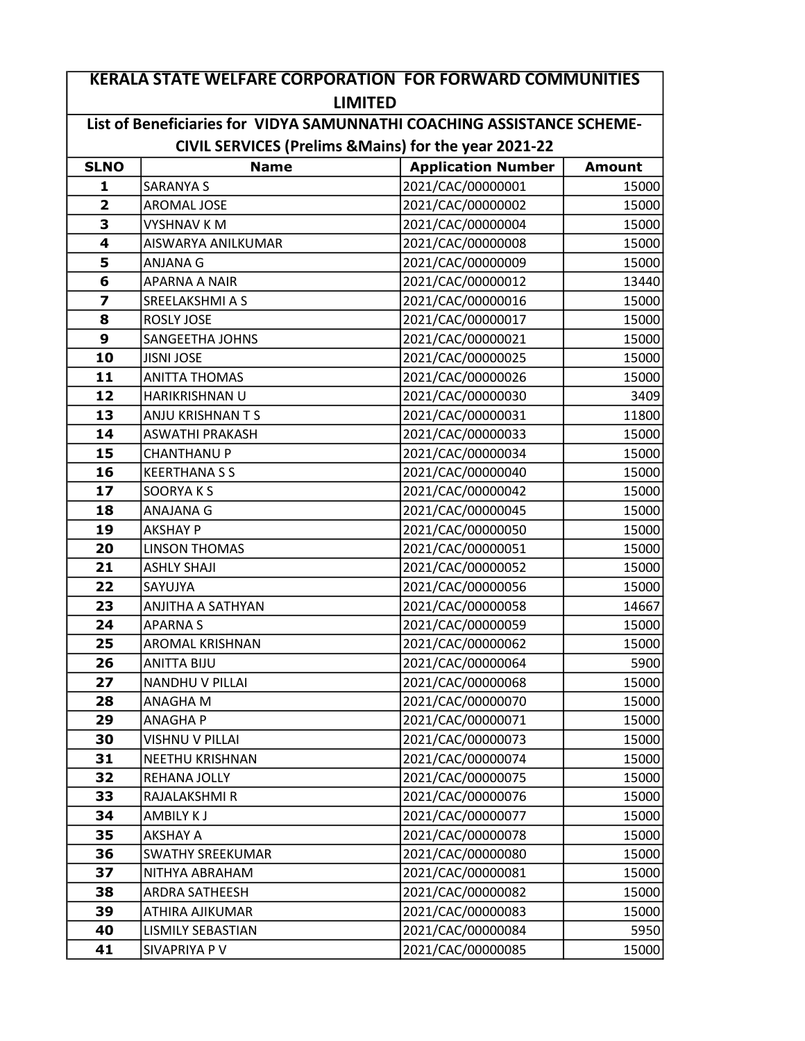# KERALA STATE WELFARE CORPORATION FOR FORWARD COMMUNITIES LIMITED

## List of Beneficiaries for VIDYA SAMUNNATHI COACHING ASSISTANCE SCHEME- CIVIL SERVICES (Prelims &Mains) for the year 2021-22

| SLNO | Name | Application Number | Amount |
|---|---|---|---|
| 1 | SARANYA S | 2021/CAC/00000001 | 15000 |
| 2 | AROMAL JOSE | 2021/CAC/00000002 | 15000 |
| 3 | VYSHNAV K M | 2021/CAC/00000004 | 15000 |
| 4 | AISWARYA ANILKUMAR | 2021/CAC/00000008 | 15000 |
| 5 | ANJANA G | 2021/CAC/00000009 | 15000 |
| 6 | APARNA A NAIR | 2021/CAC/00000012 | 13440 |
| 7 | SREELAKSHMI A S | 2021/CAC/00000016 | 15000 |
| 8 | ROSLY JOSE | 2021/CAC/00000017 | 15000 |
| 9 | SANGEETHA JOHNS | 2021/CAC/00000021 | 15000 |
| 10 | JISNI JOSE | 2021/CAC/00000025 | 15000 |
| 11 | ANITTA THOMAS | 2021/CAC/00000026 | 15000 |
| 12 | HARIKRISHNAN U | 2021/CAC/00000030 | 3409 |
| 13 | ANJU KRISHNAN T S | 2021/CAC/00000031 | 11800 |
| 14 | ASWATHI PRAKASH | 2021/CAC/00000033 | 15000 |
| 15 | CHANTHANU P | 2021/CAC/00000034 | 15000 |
| 16 | KEERTHANA S S | 2021/CAC/00000040 | 15000 |
| 17 | SOORYA K S | 2021/CAC/00000042 | 15000 |
| 18 | ANAJANA G | 2021/CAC/00000045 | 15000 |
| 19 | AKSHAY P | 2021/CAC/00000050 | 15000 |
| 20 | LINSON THOMAS | 2021/CAC/00000051 | 15000 |
| 21 | ASHLY SHAJI | 2021/CAC/00000052 | 15000 |
| 22 | SAYUJYA | 2021/CAC/00000056 | 15000 |
| 23 | ANJITHA A SATHYAN | 2021/CAC/00000058 | 14667 |
| 24 | APARNA S | 2021/CAC/00000059 | 15000 |
| 25 | AROMAL KRISHNAN | 2021/CAC/00000062 | 15000 |
| 26 | ANITTA BIJU | 2021/CAC/00000064 | 5900 |
| 27 | NANDHU V PILLAI | 2021/CAC/00000068 | 15000 |
| 28 | ANAGHA M | 2021/CAC/00000070 | 15000 |
| 29 | ANAGHA P | 2021/CAC/00000071 | 15000 |
| 30 | VISHNU V PILLAI | 2021/CAC/00000073 | 15000 |
| 31 | NEETHU KRISHNAN | 2021/CAC/00000074 | 15000 |
| 32 | REHANA JOLLY | 2021/CAC/00000075 | 15000 |
| 33 | RAJALAKSHMI R | 2021/CAC/00000076 | 15000 |
| 34 | AMBILY K J | 2021/CAC/00000077 | 15000 |
| 35 | AKSHAY A | 2021/CAC/00000078 | 15000 |
| 36 | SWATHY SREEKUMAR | 2021/CAC/00000080 | 15000 |
| 37 | NITHYA ABRAHAM | 2021/CAC/00000081 | 15000 |
| 38 | ARDRA SATHEESH | 2021/CAC/00000082 | 15000 |
| 39 | ATHIRA AJIKUMAR | 2021/CAC/00000083 | 15000 |
| 40 | LISMILY SEBASTIAN | 2021/CAC/00000084 | 5950 |
| 41 | SIVAPRIYA P V | 2021/CAC/00000085 | 15000 |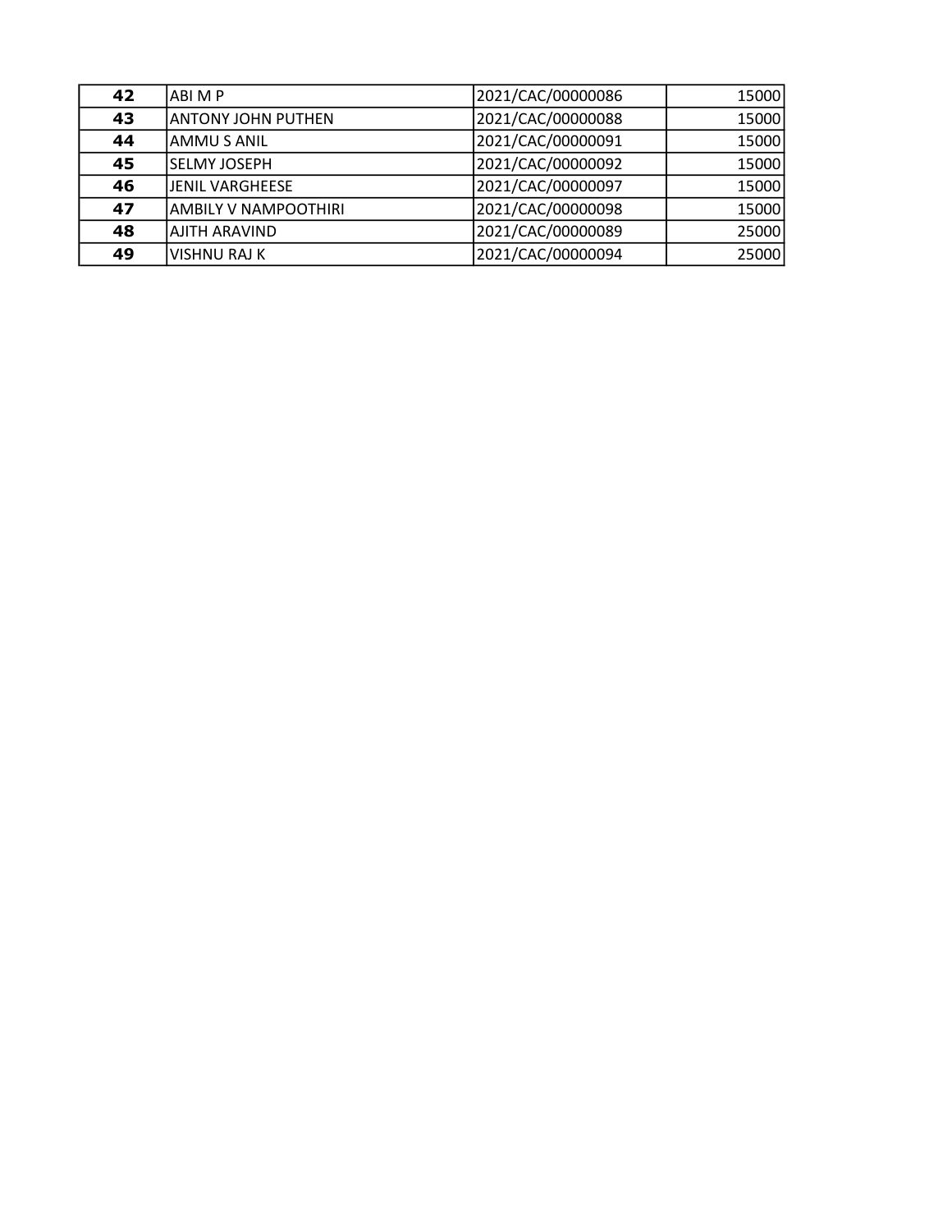| | | | |
|---|---|---|---|
| **42** | ABI M P | 2021/CAC/00000086 | 15000 |
| **43** | ANTONY JOHN PUTHEN | 2021/CAC/00000088 | 15000 |
| **44** | AMMU S ANIL | 2021/CAC/00000091 | 15000 |
| **45** | SELMY JOSEPH | 2021/CAC/00000092 | 15000 |
| **46** | JENIL VARGHEESE | 2021/CAC/00000097 | 15000 |
| **47** | AMBILY V NAMPOOTHIRI | 2021/CAC/00000098 | 15000 |
| **48** | AJITH ARAVIND | 2021/CAC/00000089 | 25000 |
| **49** | VISHNU RAJ K | 2021/CAC/00000094 | 25000 |